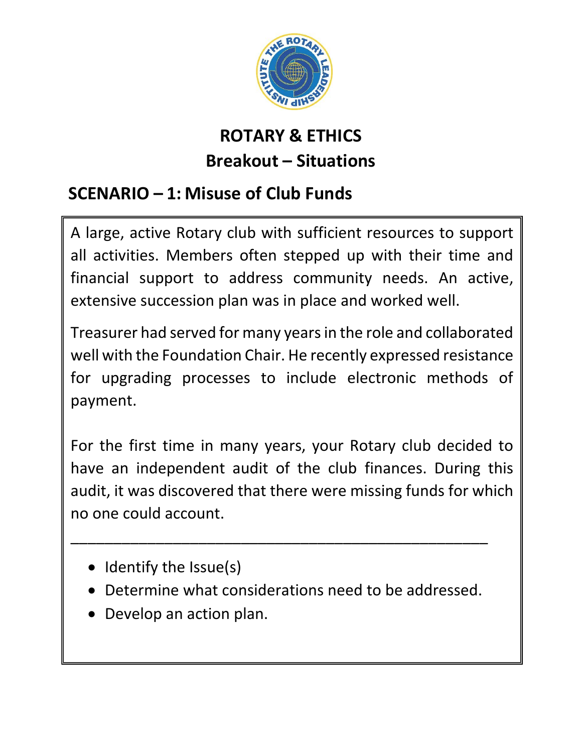# ROTARY & ETHICS

## Breakout – Situations

### SCENARIO – 1: Misuse of Club Funds

A large, active Rotary club with sufficient resources to support all activities. Members often stepped up with their time and financial support to address community needs. An active, extensive succession plan was in place and worked well.

Treasurer had served for many years in the role and collaborated well with the Foundation Chair. He recently expressed resistance for upgrading processes to include electronic methods of payment.

For the first time in many years, your Rotary club decided to have an independent audit of the club finances. During this audit, it was discovered that there were missing funds for which no one could account.

---

- Identify the Issue(s)
- Determine what considerations need to be addressed.
- Develop an action plan.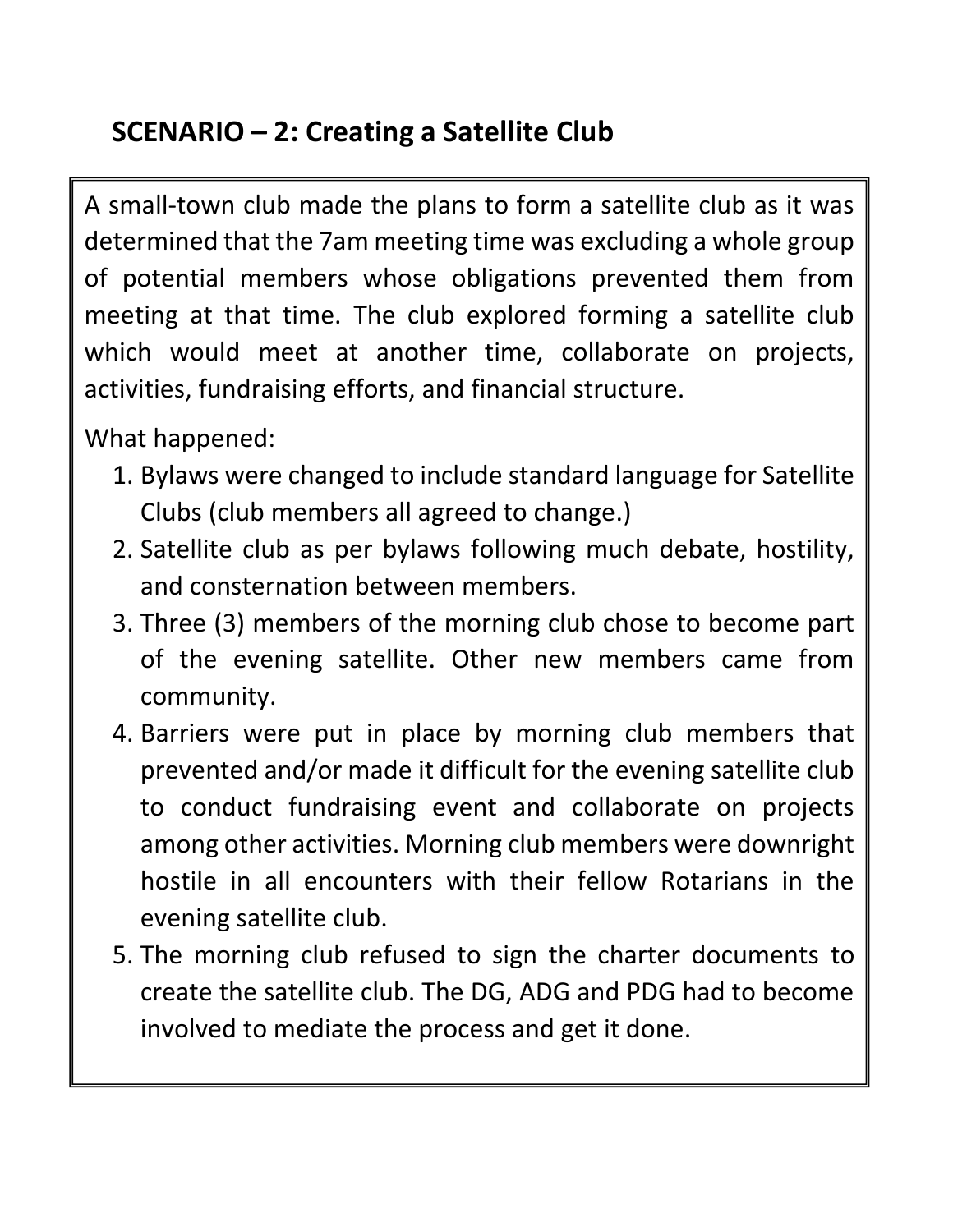## SCENARIO – 2: Creating a Satellite Club

A small-town club made the plans to form a satellite club as it was determined that the 7am meeting time was excluding a whole group of potential members whose obligations prevented them from meeting at that time. The club explored forming a satellite club which would meet at another time, collaborate on projects, activities, fundraising efforts, and financial structure.

What happened:

1. Bylaws were changed to include standard language for Satellite Clubs (club members all agreed to change.)
2. Satellite club as per bylaws following much debate, hostility, and consternation between members.
3. Three (3) members of the morning club chose to become part of the evening satellite. Other new members came from community.
4. Barriers were put in place by morning club members that prevented and/or made it difficult for the evening satellite club to conduct fundraising event and collaborate on projects among other activities. Morning club members were downright hostile in all encounters with their fellow Rotarians in the evening satellite club.
5. The morning club refused to sign the charter documents to create the satellite club. The DG, ADG and PDG had to become involved to mediate the process and get it done.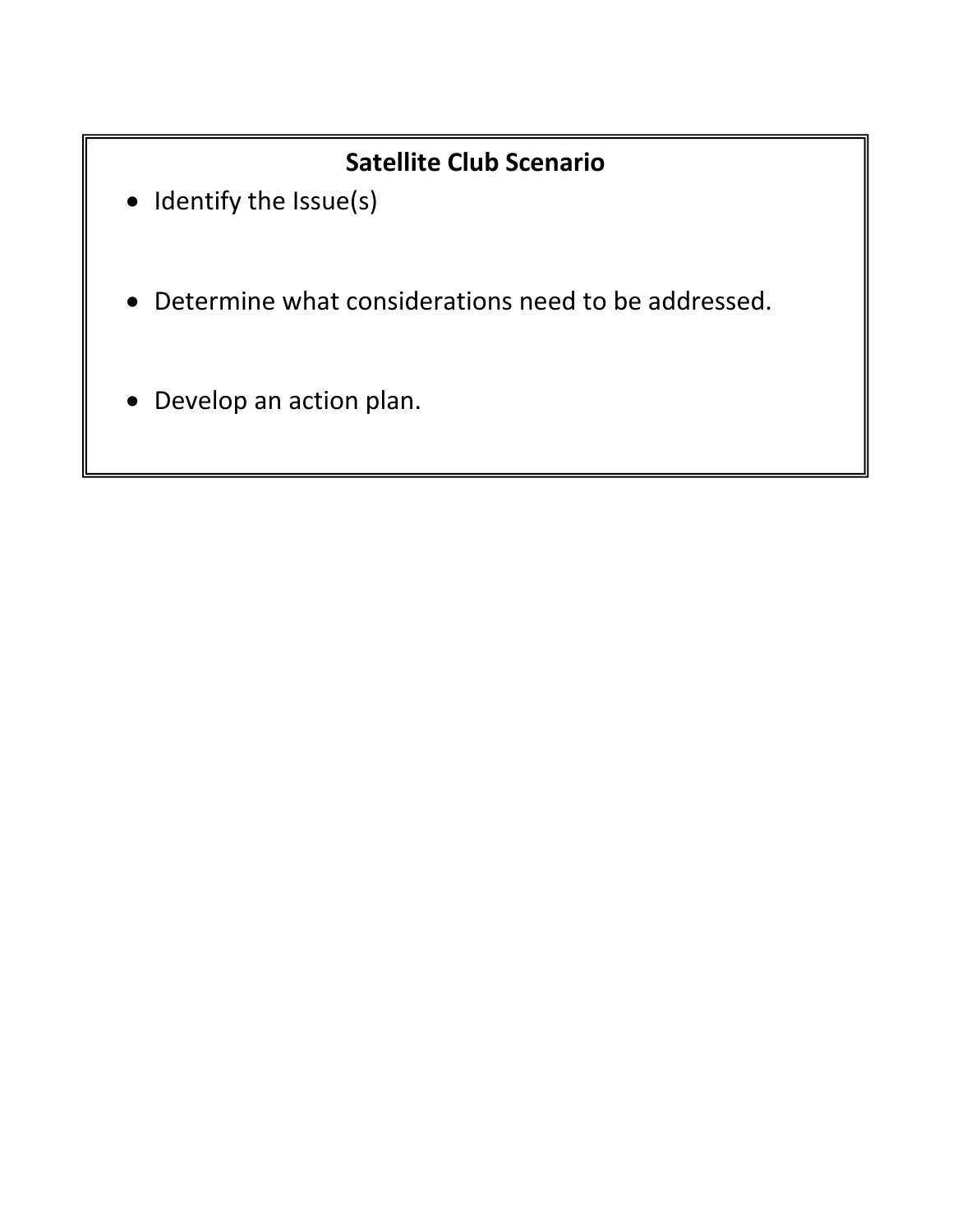## Satellite Club Scenario

- Identify the Issue(s)
- Determine what considerations need to be addressed.
- Develop an action plan.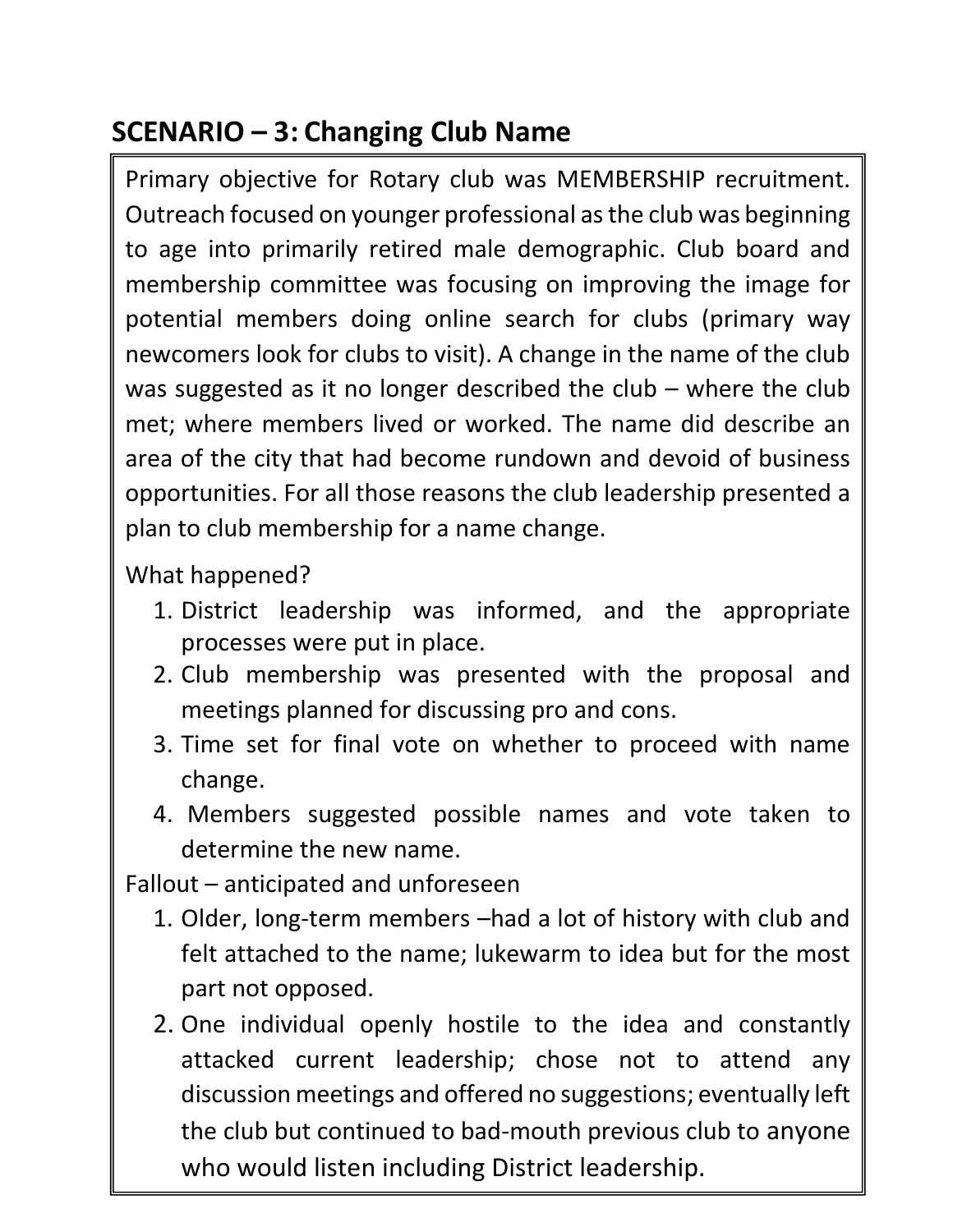## SCENARIO – 3: Changing Club Name

Primary objective for Rotary club was MEMBERSHIP recruitment. Outreach focused on younger professional as the club was beginning to age into primarily retired male demographic. Club board and membership committee was focusing on improving the image for potential members doing online search for clubs (primary way newcomers look for clubs to visit). A change in the name of the club was suggested as it no longer described the club – where the club met; where members lived or worked. The name did describe an area of the city that had become rundown and devoid of business opportunities. For all those reasons the club leadership presented a plan to club membership for a name change.

What happened?

1. District leadership was informed, and the appropriate processes were put in place.
2. Club membership was presented with the proposal and meetings planned for discussing pro and cons.
3. Time set for final vote on whether to proceed with name change.
4. Members suggested possible names and vote taken to determine the new name.

Fallout – anticipated and unforeseen

1. Older, long-term members –had a lot of history with club and felt attached to the name; lukewarm to idea but for the most part not opposed.
2. One individual openly hostile to the idea and constantly attacked current leadership; chose not to attend any discussion meetings and offered no suggestions; eventually left the club but continued to bad-mouth previous club to anyone who would listen including District leadership.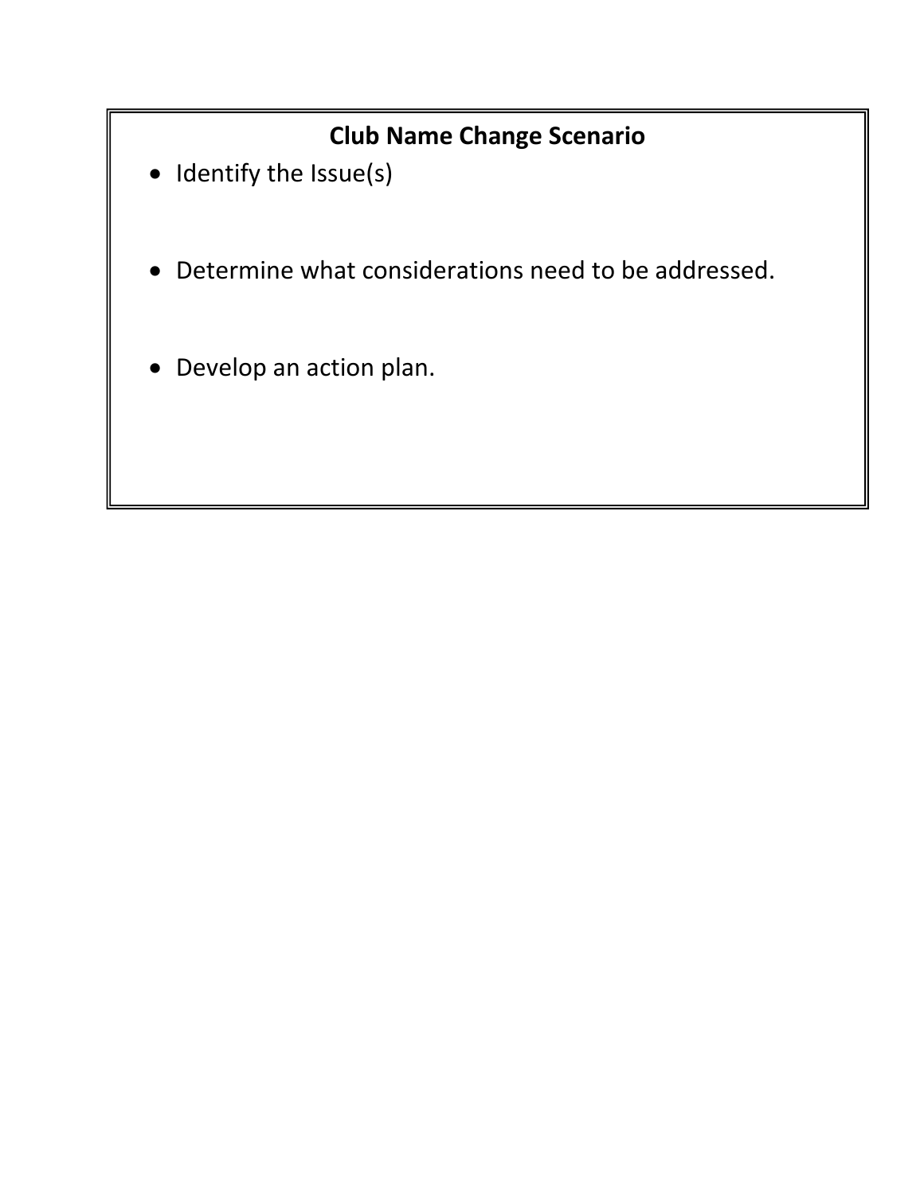**Club Name Change Scenario**

- Identify the Issue(s)

- Determine what considerations need to be addressed.

- Develop an action plan.